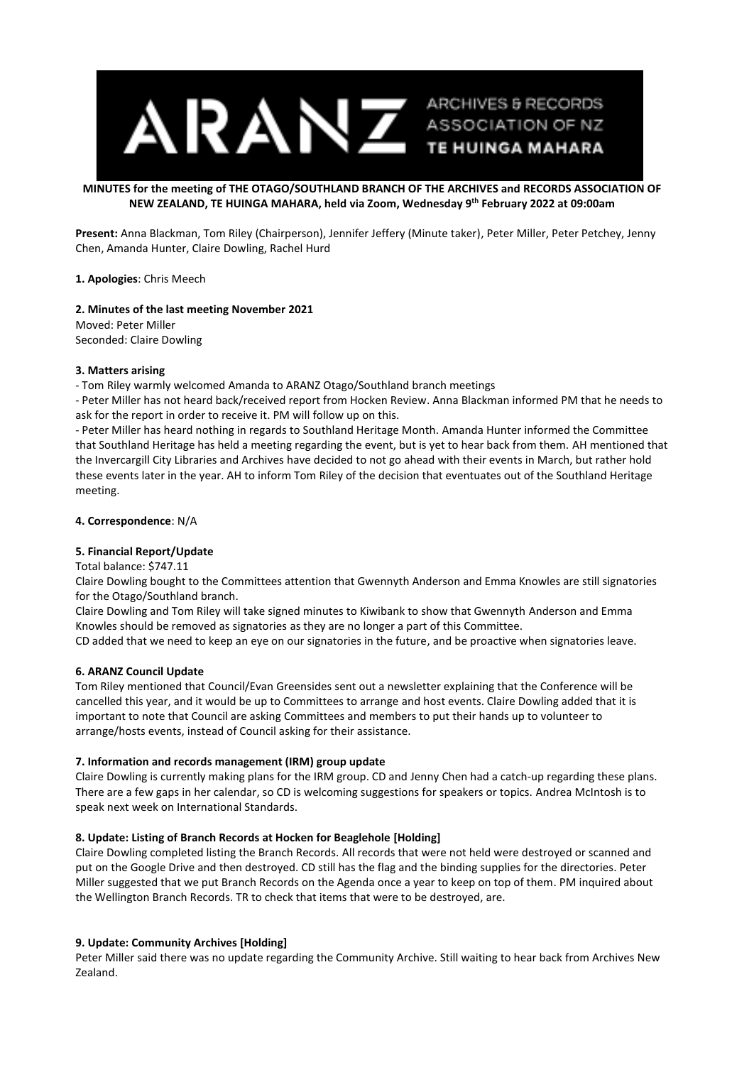ARANZ ARCHIVES & RECORDS ASSOCIATION OF NZ TE HUINGA MAHARA

**MINUTES for the meeting of THE OTAGO/SOUTHLAND BRANCH OF THE ARCHIVES and RECORDS ASSOCIATION OF NEW ZEALAND, TE HUINGA MAHARA, held via Zoom, Wednesday 9th February 2022 at 09:00am**

**Present:** Anna Blackman, Tom Riley (Chairperson), Jennifer Jeffery (Minute taker), Peter Miller, Peter Petchey, Jenny Chen, Amanda Hunter, Claire Dowling, Rachel Hurd

**1. Apologies**: Chris Meech

**2. Minutes of the last meeting November 2021**

Moved: Peter Miller
Seconded: Claire Dowling

**3. Matters arising**

- Tom Riley warmly welcomed Amanda to ARANZ Otago/Southland branch meetings
- Peter Miller has not heard back/received report from Hocken Review. Anna Blackman informed PM that he needs to ask for the report in order to receive it. PM will follow up on this.
- Peter Miller has heard nothing in regards to Southland Heritage Month. Amanda Hunter informed the Committee that Southland Heritage has held a meeting regarding the event, but is yet to hear back from them. AH mentioned that the Invercargill City Libraries and Archives have decided to not go ahead with their events in March, but rather hold these events later in the year. AH to inform Tom Riley of the decision that eventuates out of the Southland Heritage meeting.

**4. Correspondence**: N/A

**5. Financial Report/Update**

Total balance: $747.11

Claire Dowling bought to the Committees attention that Gwennyth Anderson and Emma Knowles are still signatories for the Otago/Southland branch.

Claire Dowling and Tom Riley will take signed minutes to Kiwibank to show that Gwennyth Anderson and Emma Knowles should be removed as signatories as they are no longer a part of this Committee.

CD added that we need to keep an eye on our signatories in the future, and be proactive when signatories leave.

**6. ARANZ Council Update**

Tom Riley mentioned that Council/Evan Greensides sent out a newsletter explaining that the Conference will be cancelled this year, and it would be up to Committees to arrange and host events. Claire Dowling added that it is important to note that Council are asking Committees and members to put their hands up to volunteer to arrange/hosts events, instead of Council asking for their assistance.

**7. Information and records management (IRM) group update**

Claire Dowling is currently making plans for the IRM group. CD and Jenny Chen had a catch-up regarding these plans. There are a few gaps in her calendar, so CD is welcoming suggestions for speakers or topics. Andrea McIntosh is to speak next week on International Standards.

**8. Update: Listing of Branch Records at Hocken for Beaglehole [Holding]**

Claire Dowling completed listing the Branch Records. All records that were not held were destroyed or scanned and put on the Google Drive and then destroyed. CD still has the flag and the binding supplies for the directories. Peter Miller suggested that we put Branch Records on the Agenda once a year to keep on top of them. PM inquired about the Wellington Branch Records. TR to check that items that were to be destroyed, are.

**9. Update: Community Archives [Holding]**

Peter Miller said there was no update regarding the Community Archive. Still waiting to hear back from Archives New Zealand.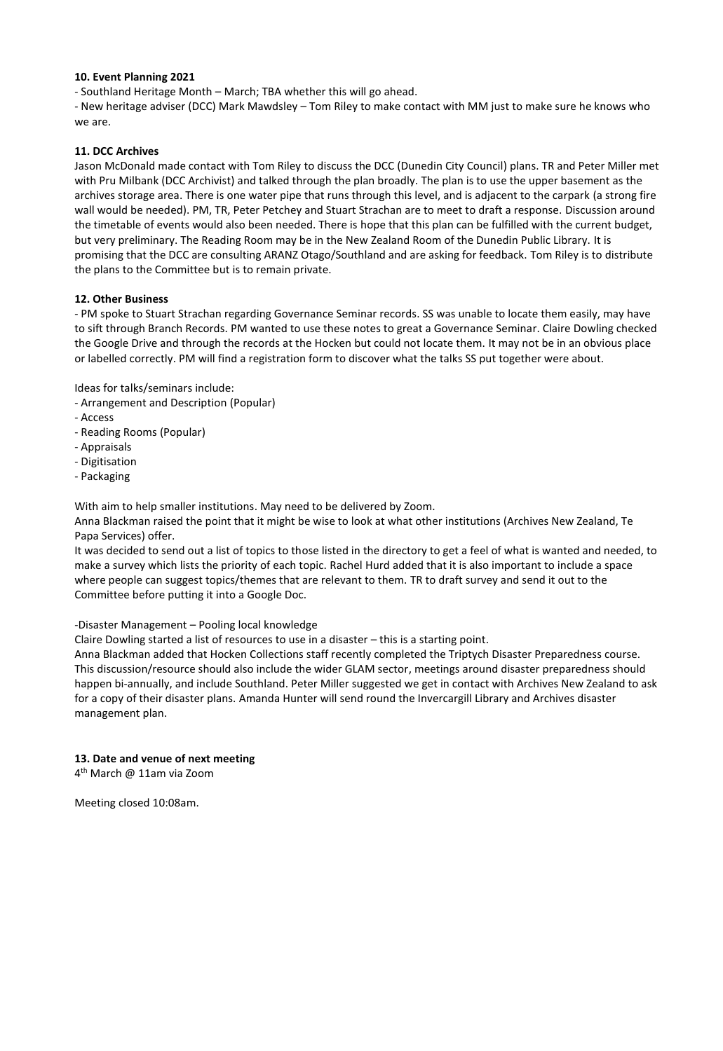**10. Event Planning 2021**

- Southland Heritage Month – March; TBA whether this will go ahead.
- New heritage adviser (DCC) Mark Mawdsley – Tom Riley to make contact with MM just to make sure he knows who we are.

**11. DCC Archives**

Jason McDonald made contact with Tom Riley to discuss the DCC (Dunedin City Council) plans. TR and Peter Miller met with Pru Milbank (DCC Archivist) and talked through the plan broadly. The plan is to use the upper basement as the archives storage area. There is one water pipe that runs through this level, and is adjacent to the carpark (a strong fire wall would be needed). PM, TR, Peter Petchey and Stuart Strachan are to meet to draft a response. Discussion around the timetable of events would also been needed. There is hope that this plan can be fulfilled with the current budget, but very preliminary. The Reading Room may be in the New Zealand Room of the Dunedin Public Library. It is promising that the DCC are consulting ARANZ Otago/Southland and are asking for feedback. Tom Riley is to distribute the plans to the Committee but is to remain private.

**12. Other Business**

- PM spoke to Stuart Strachan regarding Governance Seminar records. SS was unable to locate them easily, may have to sift through Branch Records. PM wanted to use these notes to great a Governance Seminar. Claire Dowling checked the Google Drive and through the records at the Hocken but could not locate them. It may not be in an obvious place or labelled correctly. PM will find a registration form to discover what the talks SS put together were about.

Ideas for talks/seminars include:

- Arrangement and Description (Popular)
- Access
- Reading Rooms (Popular)
- Appraisals
- Digitisation
- Packaging

With aim to help smaller institutions. May need to be delivered by Zoom.

Anna Blackman raised the point that it might be wise to look at what other institutions (Archives New Zealand, Te Papa Services) offer.

It was decided to send out a list of topics to those listed in the directory to get a feel of what is wanted and needed, to make a survey which lists the priority of each topic. Rachel Hurd added that it is also important to include a space where people can suggest topics/themes that are relevant to them. TR to draft survey and send it out to the Committee before putting it into a Google Doc.

-Disaster Management – Pooling local knowledge

Claire Dowling started a list of resources to use in a disaster – this is a starting point.

Anna Blackman added that Hocken Collections staff recently completed the Triptych Disaster Preparedness course. This discussion/resource should also include the wider GLAM sector, meetings around disaster preparedness should happen bi-annually, and include Southland. Peter Miller suggested we get in contact with Archives New Zealand to ask for a copy of their disaster plans. Amanda Hunter will send round the Invercargill Library and Archives disaster management plan.

**13. Date and venue of next meeting**

4th March @ 11am via Zoom

Meeting closed 10:08am.